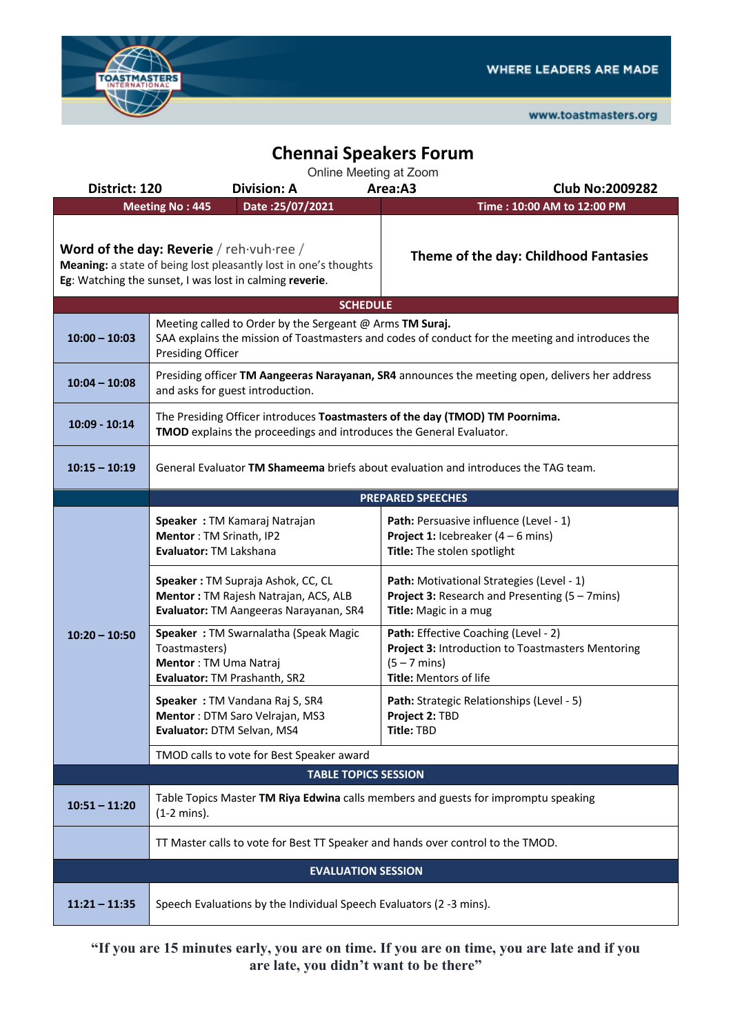WHERE LEADERS ARE MADE

www.toastmasters.org

# Chennai Speakers Forum

Online Meeting at Zoom

| District: 120 | Division: A | Area:A3 | Club No:2009282 |
|---|---|---|---|

| Meeting No : 445 | Date :25/07/2021 | Time : 10:00 AM to 12:00 PM |
|---|---|---|

| **Word of the day: Reverie** / reh·vuh·ree / **Meaning:** a state of being lost pleasantly lost in one's thoughts **Eg**: Watching the sunset, I was lost in calming **reverie**. | **Theme of the day: Childhood Fantasies** |
|---|---|

| **SCHEDULE** | | |
|---|---|---|
| **10:00 – 10:03** | Meeting called to Order by the Sergeant @ Arms **TM Suraj.** SAA explains the mission of Toastmasters and codes of conduct for the meeting and introduces the Presiding Officer | |
| **10:04 – 10:08** | Presiding officer **TM Aangeeras Narayanan, SR4** announces the meeting open, delivers her address and asks for guest introduction. | |
| **10:09 - 10:14** | The Presiding Officer introduces **Toastmasters of the day (TMOD) TM Poornima.** **TMOD** explains the proceedings and introduces the General Evaluator. | |
| **10:15 – 10:19** | General Evaluator **TM Shameema** briefs about evaluation and introduces the TAG team. | |
| | **PREPARED SPEECHES** | |
| **10:20 – 10:50** | **Speaker :** TM Kamaraj Natrajan<br>**Mentor** : TM Srinath, IP2<br>**Evaluator:** TM Lakshana | **Path:** Persuasive influence (Level - 1)<br>**Project 1:** Icebreaker (4 – 6 mins)<br>**Title:** The stolen spotlight |
| | **Speaker :** TM Supraja Ashok, CC, CL<br>**Mentor :** TM Rajesh Natrajan, ACS, ALB<br>**Evaluator:** TM Aangeeras Narayanan, SR4 | **Path:** Motivational Strategies (Level - 1)<br>**Project 3:** Research and Presenting (5 – 7mins)<br>**Title:** Magic in a mug |
| | **Speaker :** TM Swarnalatha (Speak Magic Toastmasters)<br>**Mentor** : TM Uma Natraj<br>**Evaluator:** TM Prashanth, SR2 | **Path:** Effective Coaching (Level - 2)<br>**Project 3:** Introduction to Toastmasters Mentoring (5 – 7 mins)<br>**Title:** Mentors of life |
| | **Speaker :** TM Vandana Raj S, SR4<br>**Mentor** : DTM Saro Velrajan, MS3<br>**Evaluator:** DTM Selvan, MS4 | **Path:** Strategic Relationships (Level - 5)<br>**Project 2:** TBD<br>**Title:** TBD |
| | TMOD calls to vote for Best Speaker award | |
| **TABLE TOPICS SESSION** | | |
| **10:51 – 11:20** | Table Topics Master **TM Riya Edwina** calls members and guests for impromptu speaking (1-2 mins). | |
| | TT Master calls to vote for Best TT Speaker and hands over control to the TMOD. | |
| **EVALUATION SESSION** | | |
| **11:21 – 11:35** | Speech Evaluations by the Individual Speech Evaluators (2 -3 mins). | |

**"If you are 15 minutes early, you are on time. If you are on time, you are late and if you are late, you didn't want to be there"**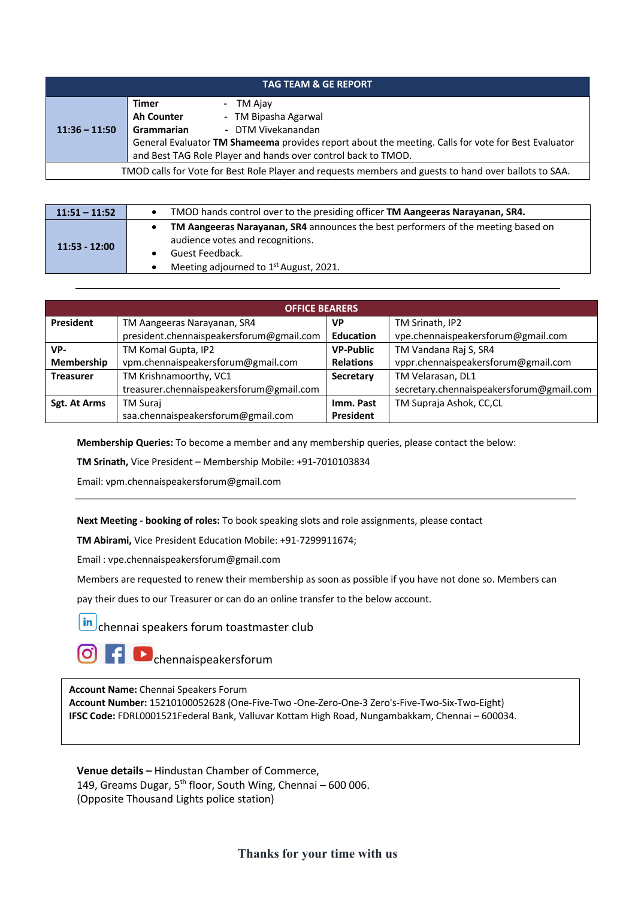| TAG TEAM & GE REPORT | |
|---|---|
| 11:36 – 11:50 | **Timer** - TM Ajay<br>**Ah Counter** - TM Bipasha Agarwal<br>**Grammarian** - DTM Vivekanandan<br>General Evaluator **TM Shameema** provides report about the meeting. Calls for vote for Best Evaluator and Best TAG Role Player and hands over control back to TMOD. |
| TMOD calls for Vote for Best Role Player and requests members and guests to hand over ballots to SAA. | |

| | |
|---|---|
| **11:51 – 11:52** | • TMOD hands control over to the presiding officer **TM Aangeeras Narayanan, SR4.** |
| **11:53 - 12:00** | • **TM Aangeeras Narayanan, SR4** announces the best performers of the meeting based on audience votes and recognitions.<br>• Guest Feedback.<br>• Meeting adjourned to 1st August, 2021. |

---

| OFFICE BEARERS | | | |
|---|---|---|---|
| **President** | TM Aangeeras Narayanan, SR4<br>president.chennaispeakersforum@gmail.com | **VP Education** | TM Srinath, IP2<br>vpe.chennaispeakersforum@gmail.com |
| **VP-Membership** | TM Komal Gupta, IP2<br>vpm.chennaispeakersforum@gmail.com | **VP-Public Relations** | TM Vandana Raj S, SR4<br>vppr.chennaispeakersforum@gmail.com |
| **Treasurer** | TM Krishnamoorthy, VC1<br>treasurer.chennaispeakersforum@gmail.com | **Secretary** | TM Velarasan, DL1<br>secretary.chennaispeakersforum@gmail.com |
| **Sgt. At Arms** | TM Suraj<br>saa.chennaispeakersforum@gmail.com | **Imm. Past President** | TM Supraja Ashok, CC,CL |

**Membership Queries:** To become a member and any membership queries, please contact the below:

**TM Srinath,** Vice President – Membership Mobile: +91-7010103834

Email: vpm.chennaispeakersforum@gmail.com

---

**Next Meeting - booking of roles:** To book speaking slots and role assignments, please contact

**TM Abirami,** Vice President Education Mobile: +91-7299911674;

Email : vpe.chennaispeakersforum@gmail.com

Members are requested to renew their membership as soon as possible if you have not done so. Members can pay their dues to our Treasurer or can do an online transfer to the below account.

chennai speakers forum toastmaster club

chennaispeakersforum

**Account Name:** Chennai Speakers Forum
**Account Number:** 15210100052628 (One-Five-Two -One-Zero-One-3 Zero's-Five-Two-Six-Two-Eight)
**IFSC Code:** FDRL0001521Federal Bank, Valluvar Kottam High Road, Nungambakkam, Chennai – 600034.

**Venue details –** Hindustan Chamber of Commerce,
149, Greams Dugar, 5th floor, South Wing, Chennai – 600 006.
(Opposite Thousand Lights police station)

**Thanks for your time with us**